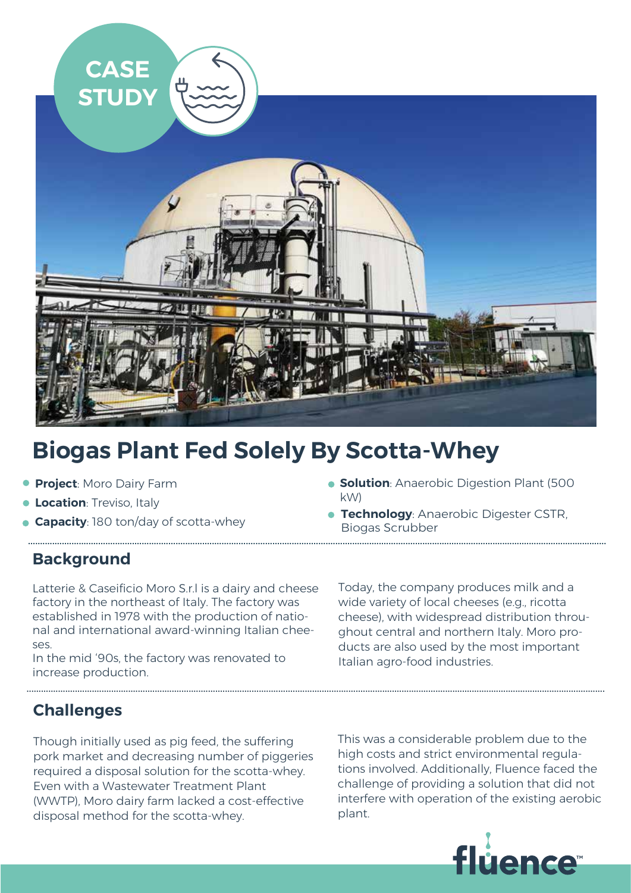CASE STUDY

# Biogas Plant Fed Solely By Scotta-Whey

- **Project**: Moro Dairy Farm
- **Location**: Treviso, Italy
- **Capacity**: 180 ton/day of scotta-whey
- **Solution**: Anaerobic Digestion Plant (500 kW)
- **Technology**: Anaerobic Digester CSTR, Biogas Scrubber

## Background

Latterie & Caseificio Moro S.r.l is a dairy and cheese factory in the northeast of Italy. The factory was established in 1978 with the production of national and international award-winning Italian cheeses.

In the mid '90s, the factory was renovated to increase production.

Today, the company produces milk and a wide variety of local cheeses (e.g., ricotta cheese), with widespread distribution throughout central and northern Italy. Moro products are also used by the most important Italian agro-food industries.

## Challenges

Though initially used as pig feed, the suffering pork market and decreasing number of piggeries required a disposal solution for the scotta-whey. Even with a Wastewater Treatment Plant (WWTP), Moro dairy farm lacked a cost-effective disposal method for the scotta-whey.

This was a considerable problem due to the high costs and strict environmental regulations involved. Additionally, Fluence faced the challenge of providing a solution that did not interfere with operation of the existing aerobic plant.

fluence™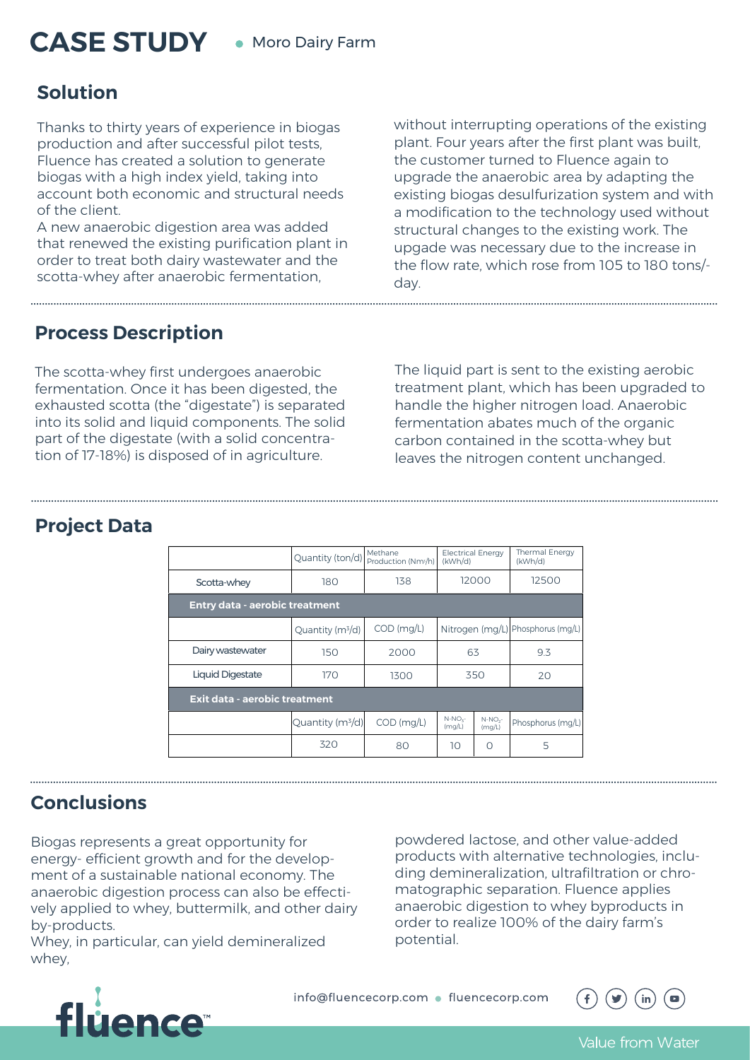# CASE STUDY

Moro Dairy Farm

## Solution

Thanks to thirty years of experience in biogas production and after successful pilot tests, Fluence has created a solution to generate biogas with a high index yield, taking into account both economic and structural needs of the client.
A new anaerobic digestion area was added that renewed the existing purification plant in order to treat both dairy wastewater and the scotta-whey after anaerobic fermentation, without interrupting operations of the existing plant. Four years after the first plant was built, the customer turned to Fluence again to upgrade the anaerobic area by adapting the existing biogas desulfurization system and with a modification to the technology used without structural changes to the existing work. The upgade was necessary due to the increase in the flow rate, which rose from 105 to 180 tons/-day.

## Process Description

The scotta-whey first undergoes anaerobic fermentation. Once it has been digested, the exhausted scotta (the "digestate") is separated into its solid and liquid components. The solid part of the digestate (with a solid concentra-tion of 17-18%) is disposed of in agriculture.

The liquid part is sent to the existing aerobic treatment plant, which has been upgraded to handle the higher nitrogen load. Anaerobic fermentation abates much of the organic carbon contained in the scotta-whey but leaves the nitrogen content unchanged.

## Project Data

| | Quantity (ton/d) | Methane Production ($Nm^3/h$) | Electrical Energy (kWh/d) | | Thermal Energy (kWh/d) |
|---|---|---|---|---|---|
| Scotta-whey | 180 | 138 | 12000 | | 12500 |
| **Entry data - aerobic treatment** | | | | | |
| | Quantity ($m^3/d$) | COD (mg/L) | Nitrogen (mg/L) | | Phosphorus (mg/L) |
| Dairy wastewater | 150 | 2000 | 63 | | 9.3 |
| Liquid Digestate | 170 | 1300 | 350 | | 20 |
| **Exit data - aerobic treatment** | | | | | |
| | Quantity ($m^3/d$) | COD (mg/L) | $N\text{-}NO_3^-$ (mg/L) | $N\text{-}NO_2^-$ (mg/L) | Phosphorus (mg/L) |
| | 320 | 80 | 10 | 0 | 5 |

## Conclusions

Biogas represents a great opportunity for energy- efficient growth and for the development of a sustainable national economy. The anaerobic digestion process can also be effectively applied to whey, buttermilk, and other dairy by-products.
Whey, in particular, can yield demineralized whey, powdered lactose, and other value-added products with alternative technologies, including demineralization, ultrafiltration or chromatographic separation. Fluence applies anaerobic digestion to whey byproducts in order to realize 100% of the dairy farm's potential.

fluence™

info@fluencecorp.com • fluencecorp.com

Value from Water